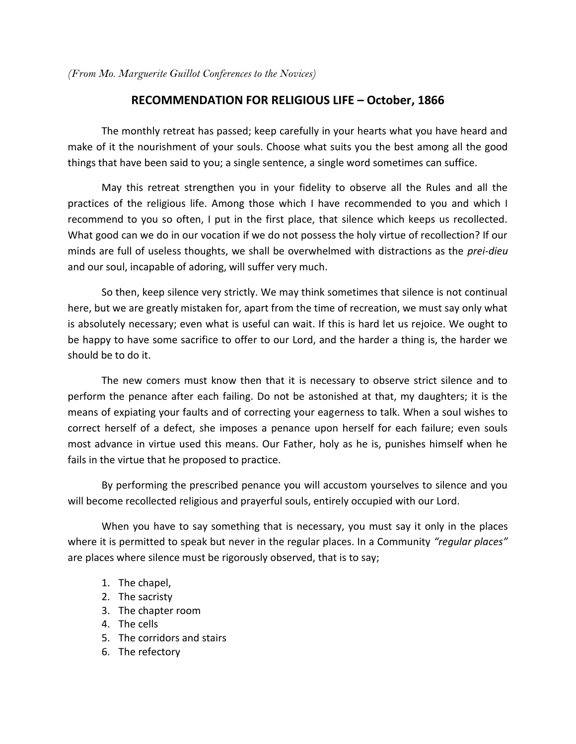*(From Mo. Marguerite Guillot Conferences to the Novices)*

## RECOMMENDATION FOR RELIGIOUS LIFE – October, 1866

The monthly retreat has passed; keep carefully in your hearts what you have heard and make of it the nourishment of your souls. Choose what suits you the best among all the good things that have been said to you; a single sentence, a single word sometimes can suffice.

May this retreat strengthen you in your fidelity to observe all the Rules and all the practices of the religious life. Among those which I have recommended to you and which I recommend to you so often, I put in the first place, that silence which keeps us recollected. What good can we do in our vocation if we do not possess the holy virtue of recollection? If our minds are full of useless thoughts, we shall be overwhelmed with distractions as the *prei-dieu* and our soul, incapable of adoring, will suffer very much.

So then, keep silence very strictly. We may think sometimes that silence is not continual here, but we are greatly mistaken for, apart from the time of recreation, we must say only what is absolutely necessary; even what is useful can wait. If this is hard let us rejoice. We ought to be happy to have some sacrifice to offer to our Lord, and the harder a thing is, the harder we should be to do it.

The new comers must know then that it is necessary to observe strict silence and to perform the penance after each failing. Do not be astonished at that, my daughters; it is the means of expiating your faults and of correcting your eagerness to talk. When a soul wishes to correct herself of a defect, she imposes a penance upon herself for each failure; even souls most advance in virtue used this means. Our Father, holy as he is, punishes himself when he fails in the virtue that he proposed to practice.

By performing the prescribed penance you will accustom yourselves to silence and you will become recollected religious and prayerful souls, entirely occupied with our Lord.

When you have to say something that is necessary, you must say it only in the places where it is permitted to speak but never in the regular places. In a Community *"regular places"* are places where silence must be rigorously observed, that is to say;

1. The chapel,
2. The sacristy
3. The chapter room
4. The cells
5. The corridors and stairs
6. The refectory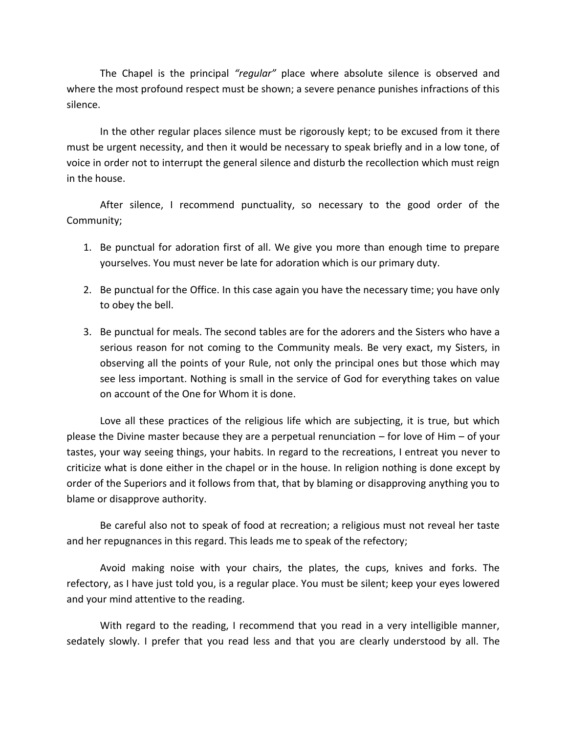The Chapel is the principal *"regular"* place where absolute silence is observed and where the most profound respect must be shown; a severe penance punishes infractions of this silence.

In the other regular places silence must be rigorously kept; to be excused from it there must be urgent necessity, and then it would be necessary to speak briefly and in a low tone, of voice in order not to interrupt the general silence and disturb the recollection which must reign in the house.

After silence, I recommend punctuality, so necessary to the good order of the Community;

1. Be punctual for adoration first of all. We give you more than enough time to prepare yourselves. You must never be late for adoration which is our primary duty.

2. Be punctual for the Office. In this case again you have the necessary time; you have only to obey the bell.

3. Be punctual for meals. The second tables are for the adorers and the Sisters who have a serious reason for not coming to the Community meals. Be very exact, my Sisters, in observing all the points of your Rule, not only the principal ones but those which may see less important. Nothing is small in the service of God for everything takes on value on account of the One for Whom it is done.

Love all these practices of the religious life which are subjecting, it is true, but which please the Divine master because they are a perpetual renunciation – for love of Him – of your tastes, your way seeing things, your habits. In regard to the recreations, I entreat you never to criticize what is done either in the chapel or in the house. In religion nothing is done except by order of the Superiors and it follows from that, that by blaming or disapproving anything you to blame or disapprove authority.

Be careful also not to speak of food at recreation; a religious must not reveal her taste and her repugnances in this regard. This leads me to speak of the refectory;

Avoid making noise with your chairs, the plates, the cups, knives and forks. The refectory, as I have just told you, is a regular place. You must be silent; keep your eyes lowered and your mind attentive to the reading.

With regard to the reading, I recommend that you read in a very intelligible manner, sedately slowly. I prefer that you read less and that you are clearly understood by all. The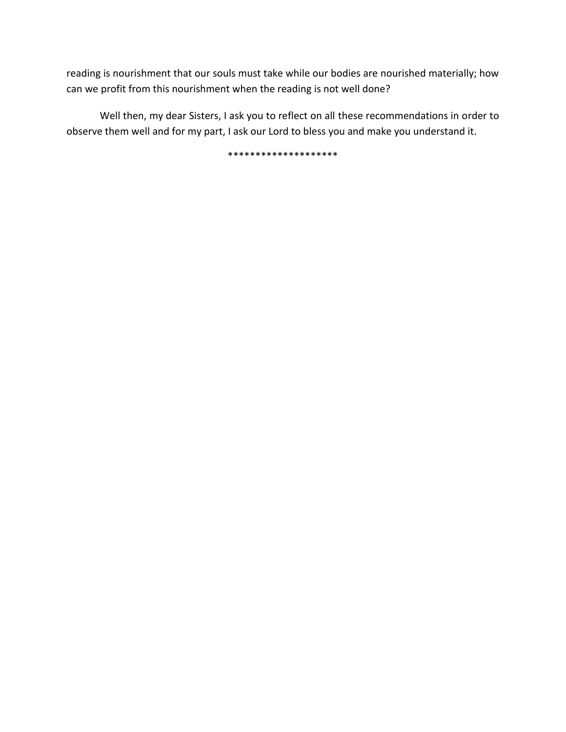reading is nourishment that our souls must take while our bodies are nourished materially; how can we profit from this nourishment when the reading is not well done?

Well then, my dear Sisters, I ask you to reflect on all these recommendations in order to observe them well and for my part, I ask our Lord to bless you and make you understand it.

********************